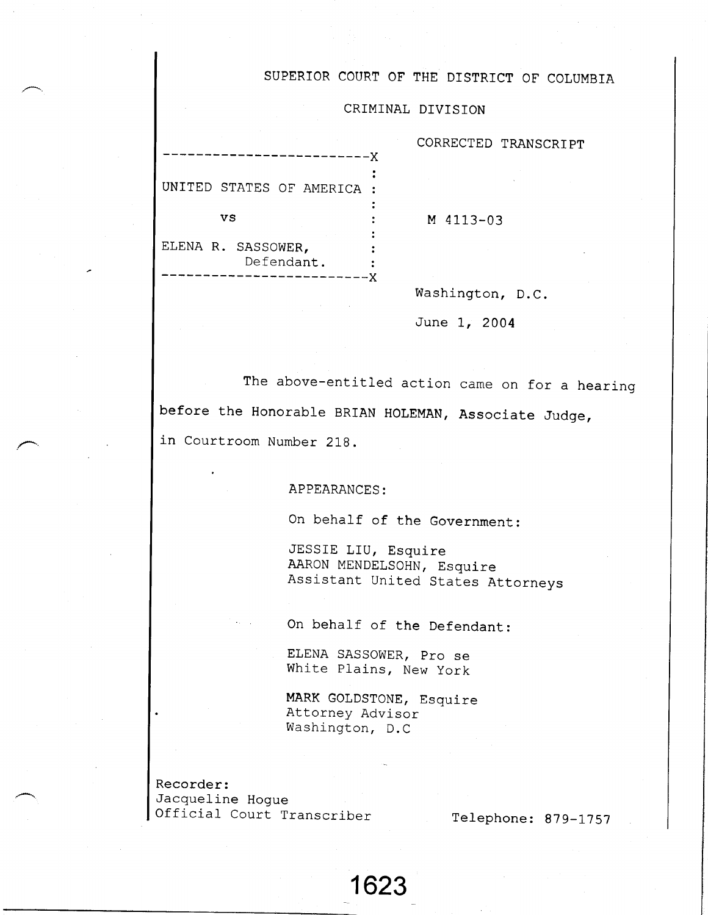SUPERIOR COURT OF THE DISTRICT OF COLUMBIA

CRIMINAL DIVISION

CORRECTED TRANSCRIPT

```
-------------------------X
                         :
UNITED STATES OF AMERICA :
                         :
       vs                :      M 4113-03
                         :
ELENA R. SASSOWER,       :
           Defendant.    :
-------------------------X
```

Washington, D.C.

June 1, 2004

The above-entitled action came on for a hearing before the Honorable BRIAN HOLEMAN, Associate Judge, in Courtroom Number 218.

APPEARANCES:

On behalf of the Government:

JESSIE LIU, Esquire
AARON MENDELSOHN, Esquire
Assistant United States Attorneys

On behalf of the Defendant:

ELENA SASSOWER, Pro se
White Plains, New York

MARK GOLDSTONE, Esquire
Attorney Advisor
Washington, D.C

Recorder:
Jacqueline Hogue
Official Court Transcriber

Telephone: 879-1757

1623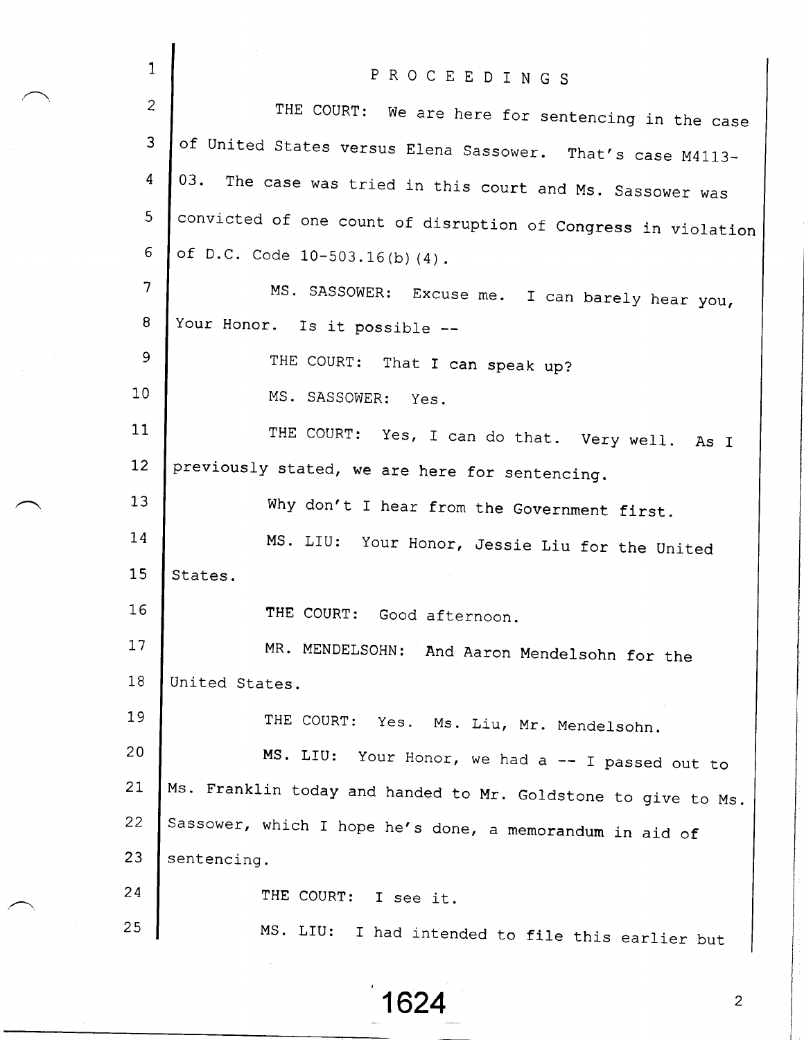PROCEEDINGS

THE COURT: We are here for sentencing in the case of United States versus Elena Sassower. That's case M4113-03. The case was tried in this court and Ms. Sassower was convicted of one count of disruption of Congress in violation of D.C. Code 10-503.16(b)(4).

MS. SASSOWER: Excuse me. I can barely hear you, Your Honor. Is it possible --

THE COURT: That I can speak up?

MS. SASSOWER: Yes.

THE COURT: Yes, I can do that. Very well. As I previously stated, we are here for sentencing.

Why don't I hear from the Government first.

MS. LIU: Your Honor, Jessie Liu for the United States.

THE COURT: Good afternoon.

MR. MENDELSOHN: And Aaron Mendelsohn for the United States.

THE COURT: Yes. Ms. Liu, Mr. Mendelsohn.

MS. LIU: Your Honor, we had a -- I passed out to Ms. Franklin today and handed to Mr. Goldstone to give to Ms. Sassower, which I hope he's done, a memorandum in aid of sentencing.

THE COURT: I see it.

MS. LIU: I had intended to file this earlier but

1624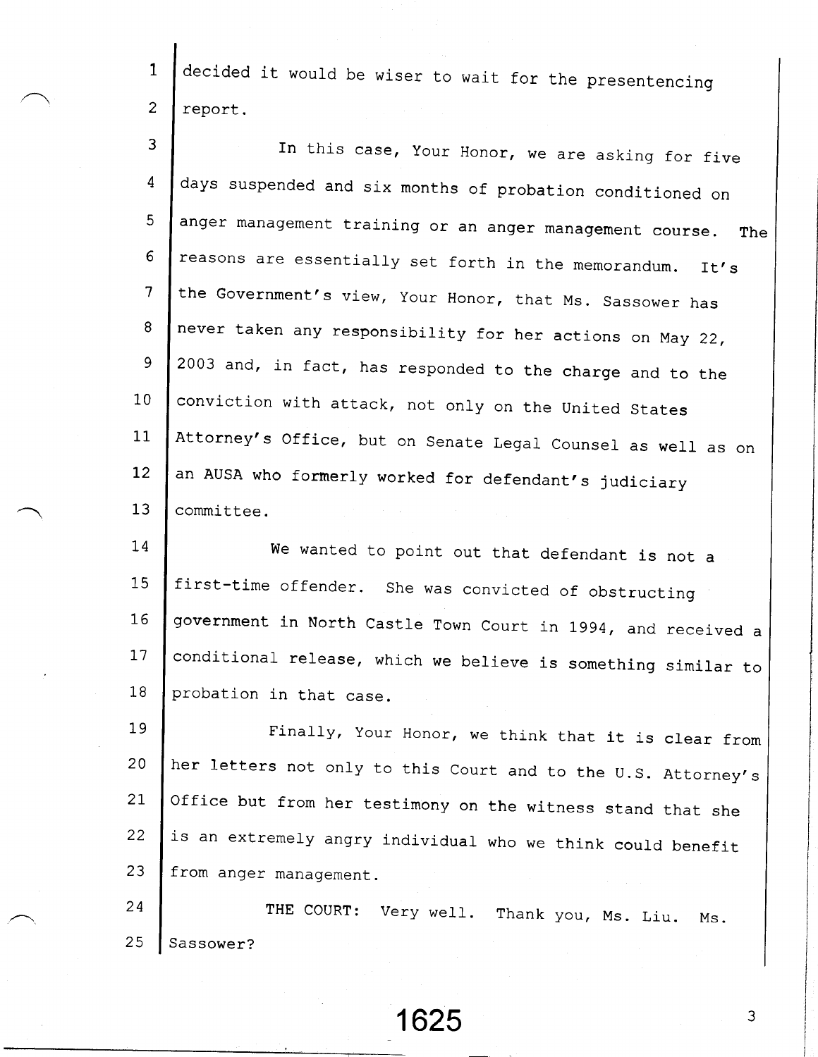decided it would be wiser to wait for the presentencing report.

In this case, Your Honor, we are asking for five days suspended and six months of probation conditioned on anger management training or an anger management course. The reasons are essentially set forth in the memorandum. It's the Government's view, Your Honor, that Ms. Sassower has never taken any responsibility for her actions on May 22, 2003 and, in fact, has responded to the charge and to the conviction with attack, not only on the United States Attorney's Office, but on Senate Legal Counsel as well as on an AUSA who formerly worked for defendant's judiciary committee.

We wanted to point out that defendant is not a first-time offender. She was convicted of obstructing government in North Castle Town Court in 1994, and received a conditional release, which we believe is something similar to probation in that case.

Finally, Your Honor, we think that it is clear from her letters not only to this Court and to the U.S. Attorney's Office but from her testimony on the witness stand that she is an extremely angry individual who we think could benefit from anger management.

THE COURT: Very well. Thank you, Ms. Liu. Ms. Sassower?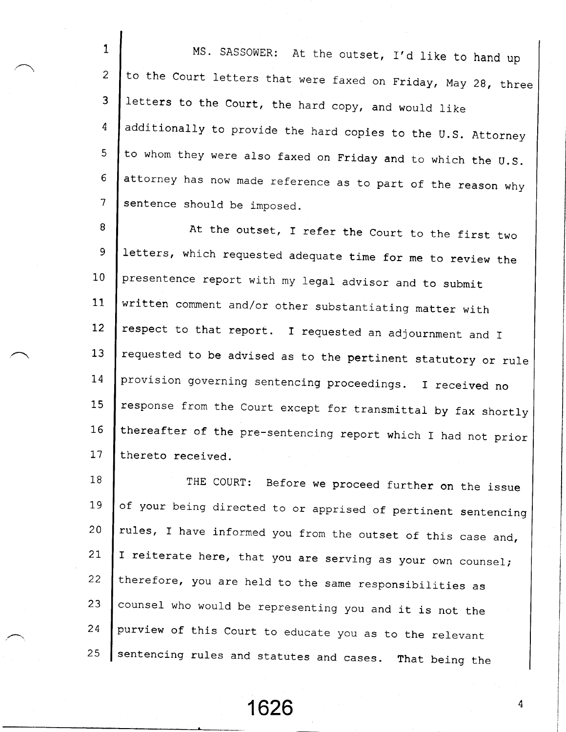MS. SASSOWER: At the outset, I'd like to hand up to the Court letters that were faxed on Friday, May 28, three letters to the Court, the hard copy, and would like additionally to provide the hard copies to the U.S. Attorney to whom they were also faxed on Friday and to which the U.S. attorney has now made reference as to part of the reason why sentence should be imposed.

At the outset, I refer the Court to the first two letters, which requested adequate time for me to review the presentence report with my legal advisor and to submit written comment and/or other substantiating matter with respect to that report. I requested an adjournment and I requested to be advised as to the pertinent statutory or rule provision governing sentencing proceedings. I received no response from the Court except for transmittal by fax shortly thereafter of the pre-sentencing report which I had not prior thereto received.

THE COURT: Before we proceed further on the issue of your being directed to or apprised of pertinent sentencing rules, I have informed you from the outset of this case and, I reiterate here, that you are serving as your own counsel; therefore, you are held to the same responsibilities as counsel who would be representing you and it is not the purview of this Court to educate you as to the relevant sentencing rules and statutes and cases. That being the

1626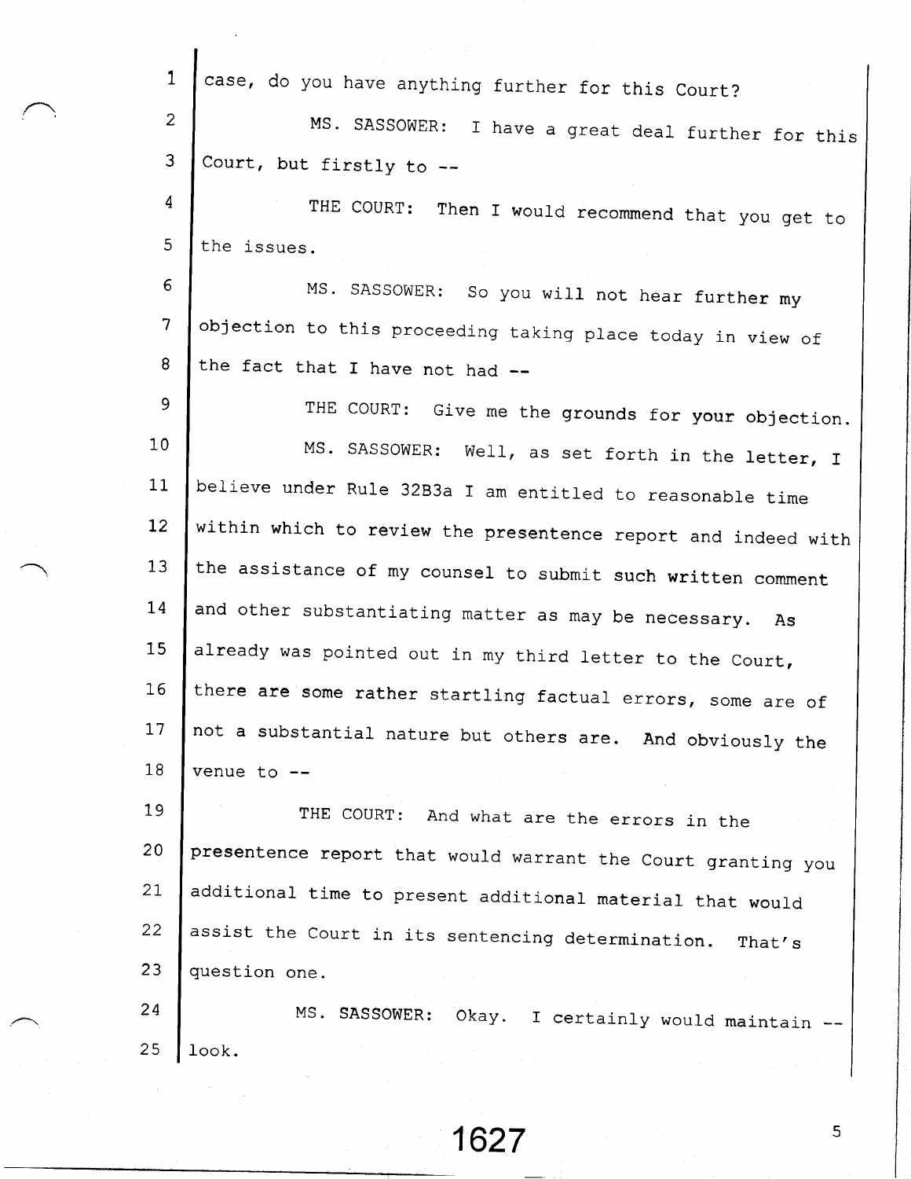case, do you have anything further for this Court?

MS. SASSOWER: I have a great deal further for this Court, but firstly to --

THE COURT: Then I would recommend that you get to the issues.

MS. SASSOWER: So you will not hear further my objection to this proceeding taking place today in view of the fact that I have not had --

THE COURT: Give me the grounds for your objection.

MS. SASSOWER: Well, as set forth in the letter, I believe under Rule 32B3a I am entitled to reasonable time within which to review the presentence report and indeed with the assistance of my counsel to submit such written comment and other substantiating matter as may be necessary. As already was pointed out in my third letter to the Court, there are some rather startling factual errors, some are of not a substantial nature but others are. And obviously the venue to --

THE COURT: And what are the errors in the presentence report that would warrant the Court granting you additional time to present additional material that would assist the Court in its sentencing determination. That's question one.

MS. SASSOWER: Okay. I certainly would maintain -- look.

1627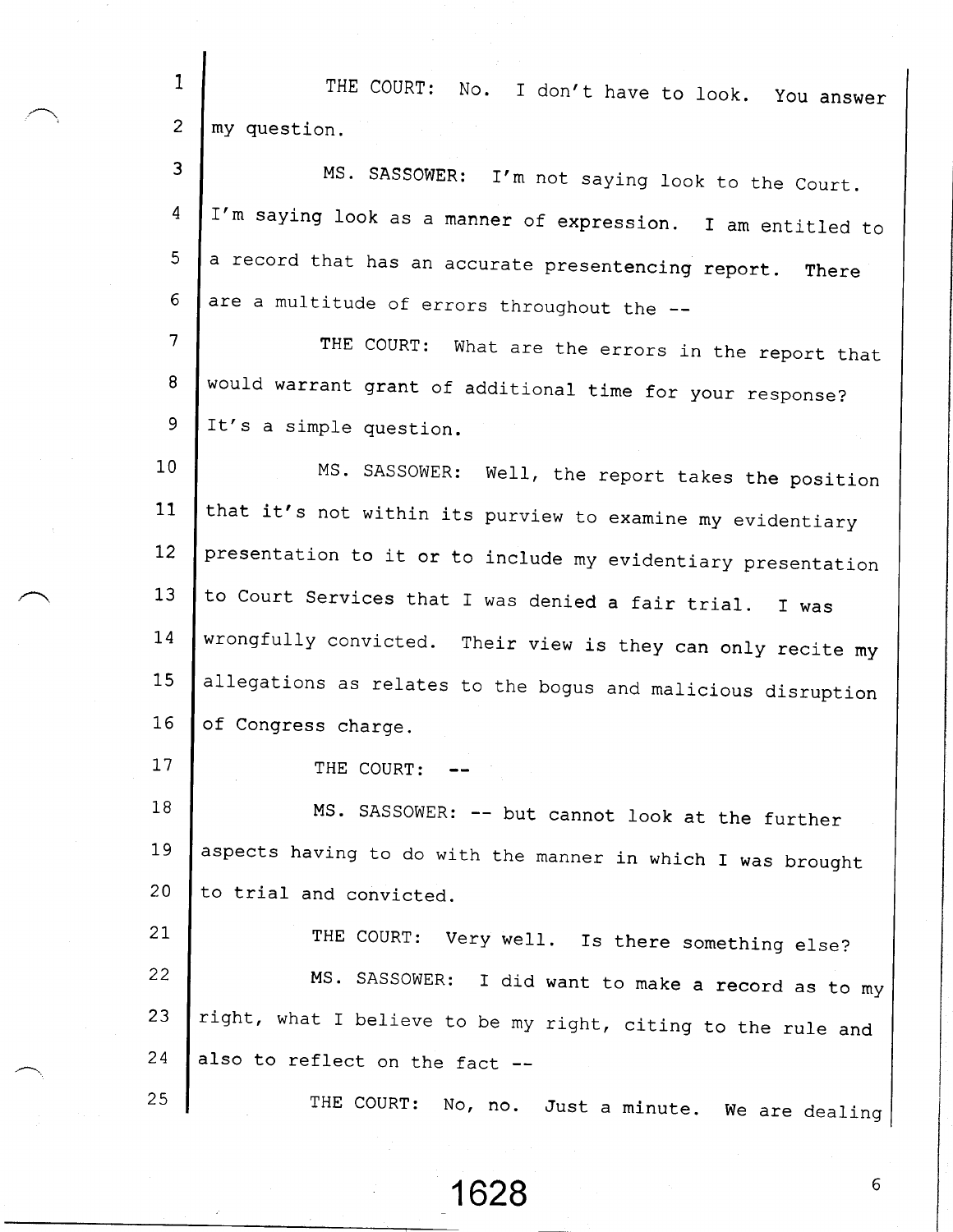THE COURT: No. I don't have to look. You answer my question.

MS. SASSOWER: I'm not saying look to the Court. I'm saying look as a manner of expression. I am entitled to a record that has an accurate presentencing report. There are a multitude of errors throughout the --

THE COURT: What are the errors in the report that would warrant grant of additional time for your response? It's a simple question.

MS. SASSOWER: Well, the report takes the position that it's not within its purview to examine my evidentiary presentation to it or to include my evidentiary presentation to Court Services that I was denied a fair trial. I was wrongfully convicted. Their view is they can only recite my allegations as relates to the bogus and malicious disruption of Congress charge.

THE COURT: --

MS. SASSOWER: -- but cannot look at the further aspects having to do with the manner in which I was brought to trial and convicted.

THE COURT: Very well. Is there something else?

MS. SASSOWER: I did want to make a record as to my right, what I believe to be my right, citing to the rule and also to reflect on the fact --

THE COURT: No, no. Just a minute. We are dealing

1628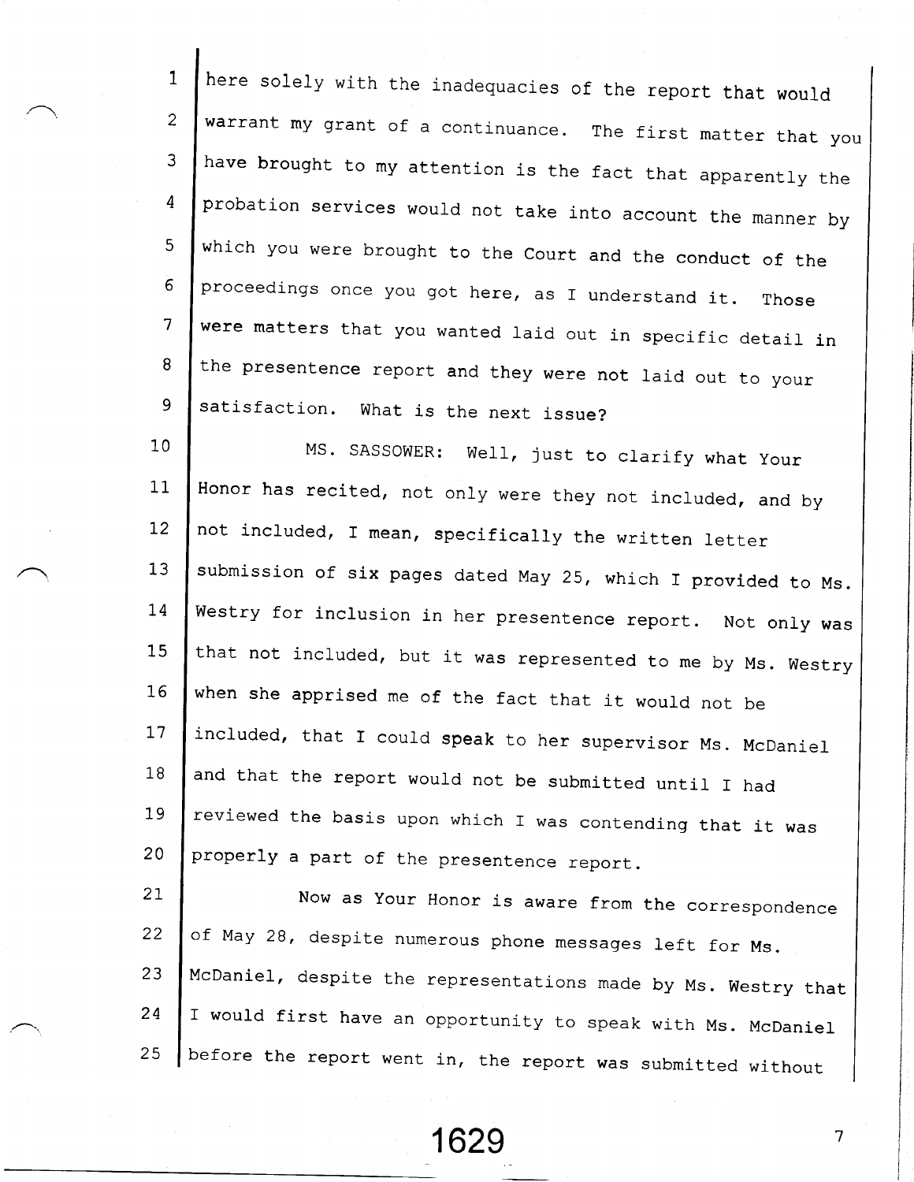here solely with the inadequacies of the report that would warrant my grant of a continuance. The first matter that you have brought to my attention is the fact that apparently the probation services would not take into account the manner by which you were brought to the Court and the conduct of the proceedings once you got here, as I understand it. Those were matters that you wanted laid out in specific detail in the presentence report and they were not laid out to your satisfaction. What is the next issue?

MS. SASSOWER: Well, just to clarify what Your Honor has recited, not only were they not included, and by not included, I mean, specifically the written letter submission of six pages dated May 25, which I provided to Ms. Westry for inclusion in her presentence report. Not only was that not included, but it was represented to me by Ms. Westry when she apprised me of the fact that it would not be included, that I could speak to her supervisor Ms. McDaniel and that the report would not be submitted until I had reviewed the basis upon which I was contending that it was properly a part of the presentence report.

Now as Your Honor is aware from the correspondence of May 28, despite numerous phone messages left for Ms. McDaniel, despite the representations made by Ms. Westry that I would first have an opportunity to speak with Ms. McDaniel before the report went in, the report was submitted without

1629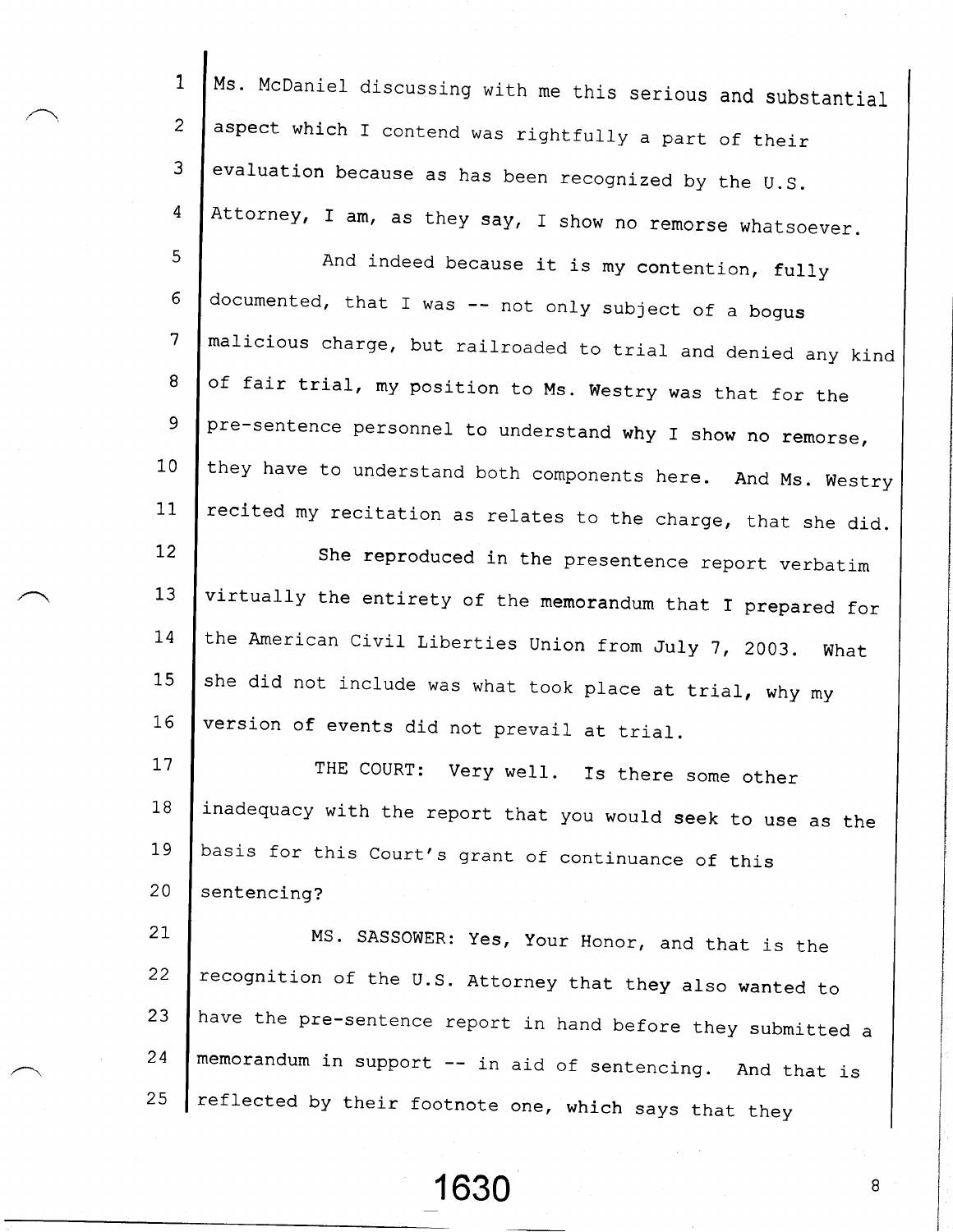Ms. McDaniel discussing with me this serious and substantial aspect which I contend was rightfully a part of their evaluation because as has been recognized by the U.S. Attorney, I am, as they say, I show no remorse whatsoever.

And indeed because it is my contention, fully documented, that I was -- not only subject of a bogus malicious charge, but railroaded to trial and denied any kind of fair trial, my position to Ms. Westry was that for the pre-sentence personnel to understand why I show no remorse, they have to understand both components here. And Ms. Westry recited my recitation as relates to the charge, that she did.

She reproduced in the presentence report verbatim virtually the entirety of the memorandum that I prepared for the American Civil Liberties Union from July 7, 2003. What she did not include was what took place at trial, why my version of events did not prevail at trial.

THE COURT: Very well. Is there some other inadequacy with the report that you would seek to use as the basis for this Court's grant of continuance of this sentencing?

MS. SASSOWER: Yes, Your Honor, and that is the recognition of the U.S. Attorney that they also wanted to have the pre-sentence report in hand before they submitted a memorandum in support -- in aid of sentencing. And that is reflected by their footnote one, which says that they

1630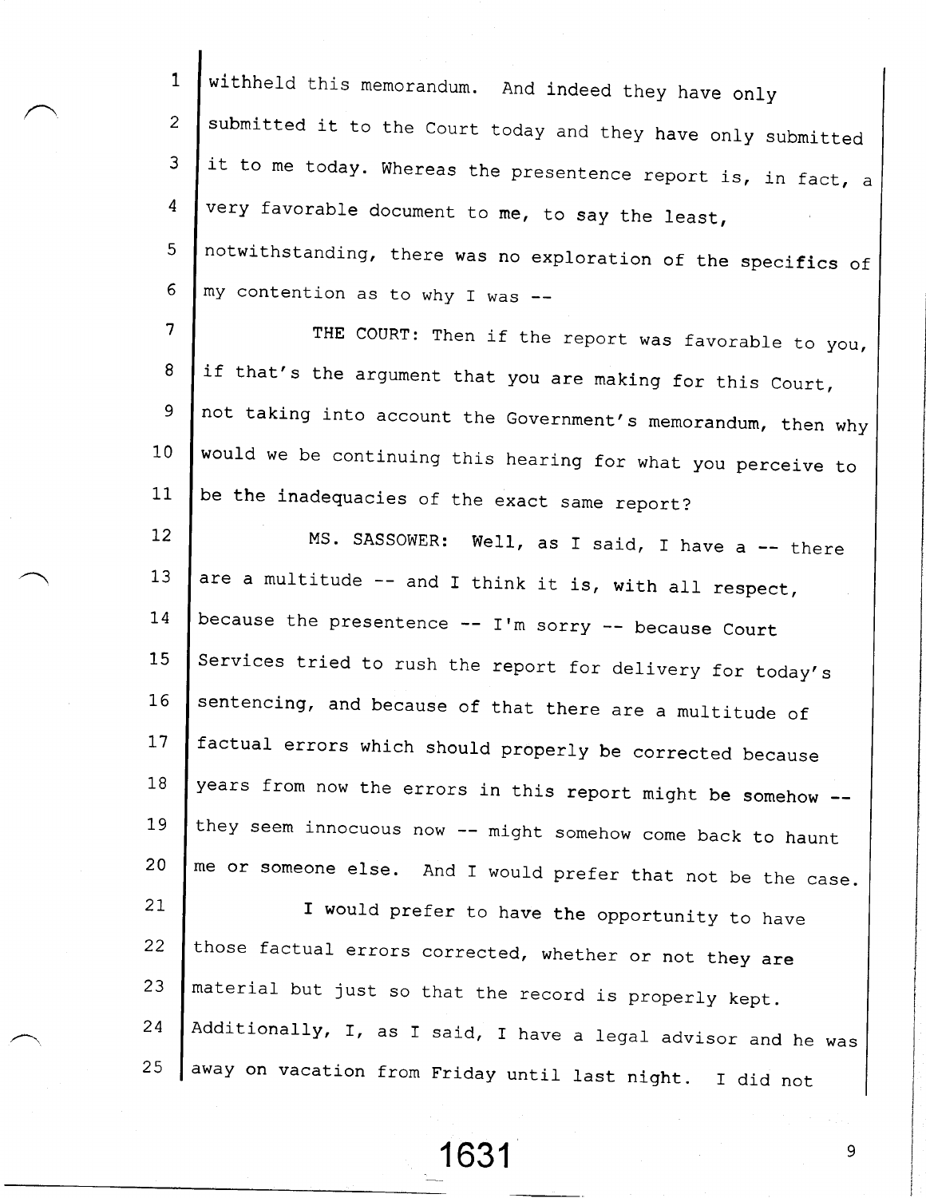withheld this memorandum. And indeed they have only submitted it to the Court today and they have only submitted it to me today. Whereas the presentence report is, in fact, a very favorable document to me, to say the least, notwithstanding, there was no exploration of the specifics of my contention as to why I was --

THE COURT: Then if the report was favorable to you, if that's the argument that you are making for this Court, not taking into account the Government's memorandum, then why would we be continuing this hearing for what you perceive to be the inadequacies of the exact same report?

MS. SASSOWER: Well, as I said, I have a -- there are a multitude -- and I think it is, with all respect, because the presentence -- I'm sorry -- because Court Services tried to rush the report for delivery for today's sentencing, and because of that there are a multitude of factual errors which should properly be corrected because years from now the errors in this report might be somehow -- they seem innocuous now -- might somehow come back to haunt me or someone else. And I would prefer that not be the case.

I would prefer to have the opportunity to have those factual errors corrected, whether or not they are material but just so that the record is properly kept. Additionally, I, as I said, I have a legal advisor and he was away on vacation from Friday until last night. I did not

1631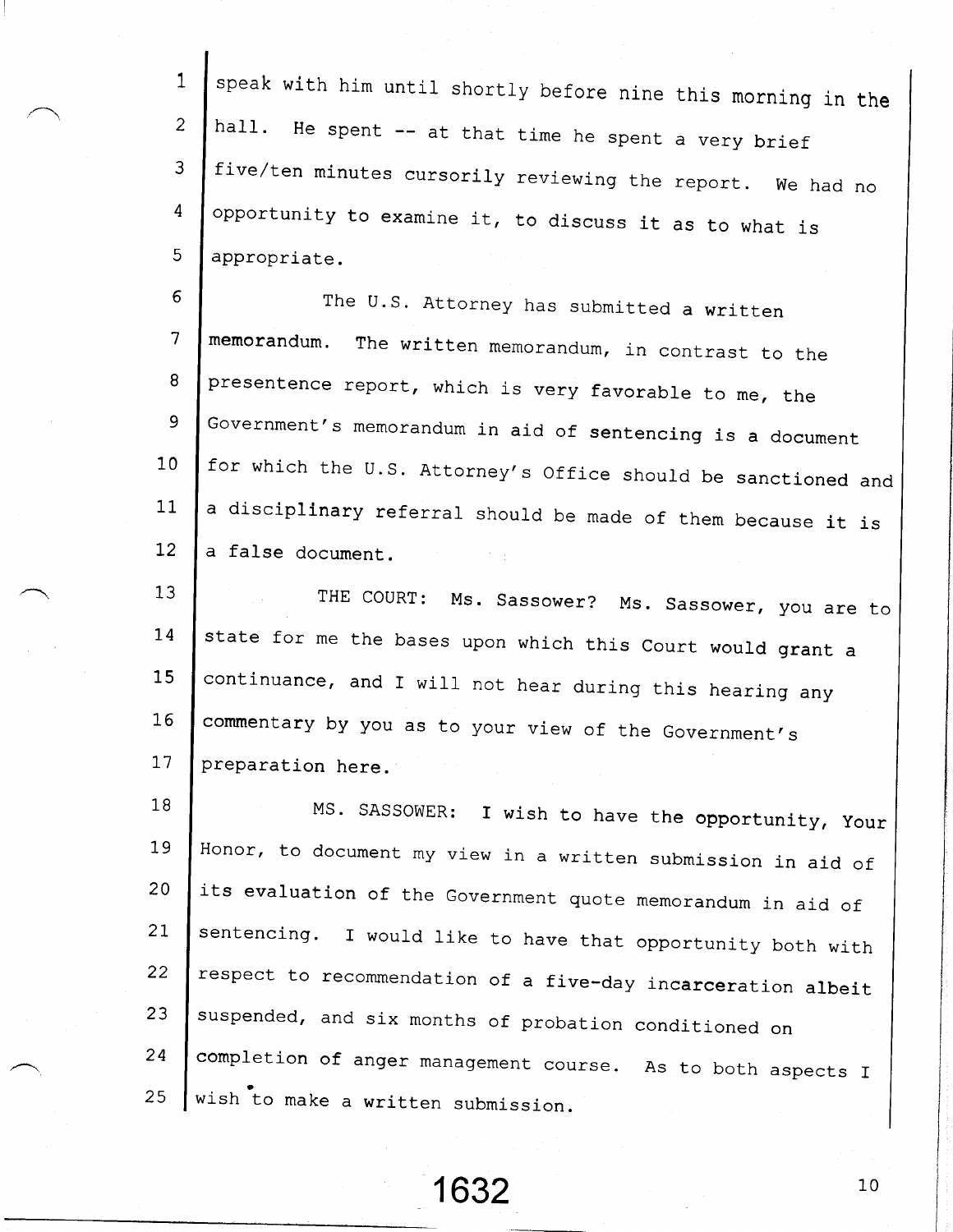speak with him until shortly before nine this morning in the hall. He spent -- at that time he spent a very brief five/ten minutes cursorily reviewing the report. We had no opportunity to examine it, to discuss it as to what is appropriate.

The U.S. Attorney has submitted a written memorandum. The written memorandum, in contrast to the presentence report, which is very favorable to me, the Government's memorandum in aid of sentencing is a document for which the U.S. Attorney's Office should be sanctioned and a disciplinary referral should be made of them because it is a false document.

THE COURT: Ms. Sassower? Ms. Sassower, you are to state for me the bases upon which this Court would grant a continuance, and I will not hear during this hearing any commentary by you as to your view of the Government's preparation here.

MS. SASSOWER: I wish to have the opportunity, Your Honor, to document my view in a written submission in aid of its evaluation of the Government quote memorandum in aid of sentencing. I would like to have that opportunity both with respect to recommendation of a five-day incarceration albeit suspended, and six months of probation conditioned on completion of anger management course. As to both aspects I wish to make a written submission.

1632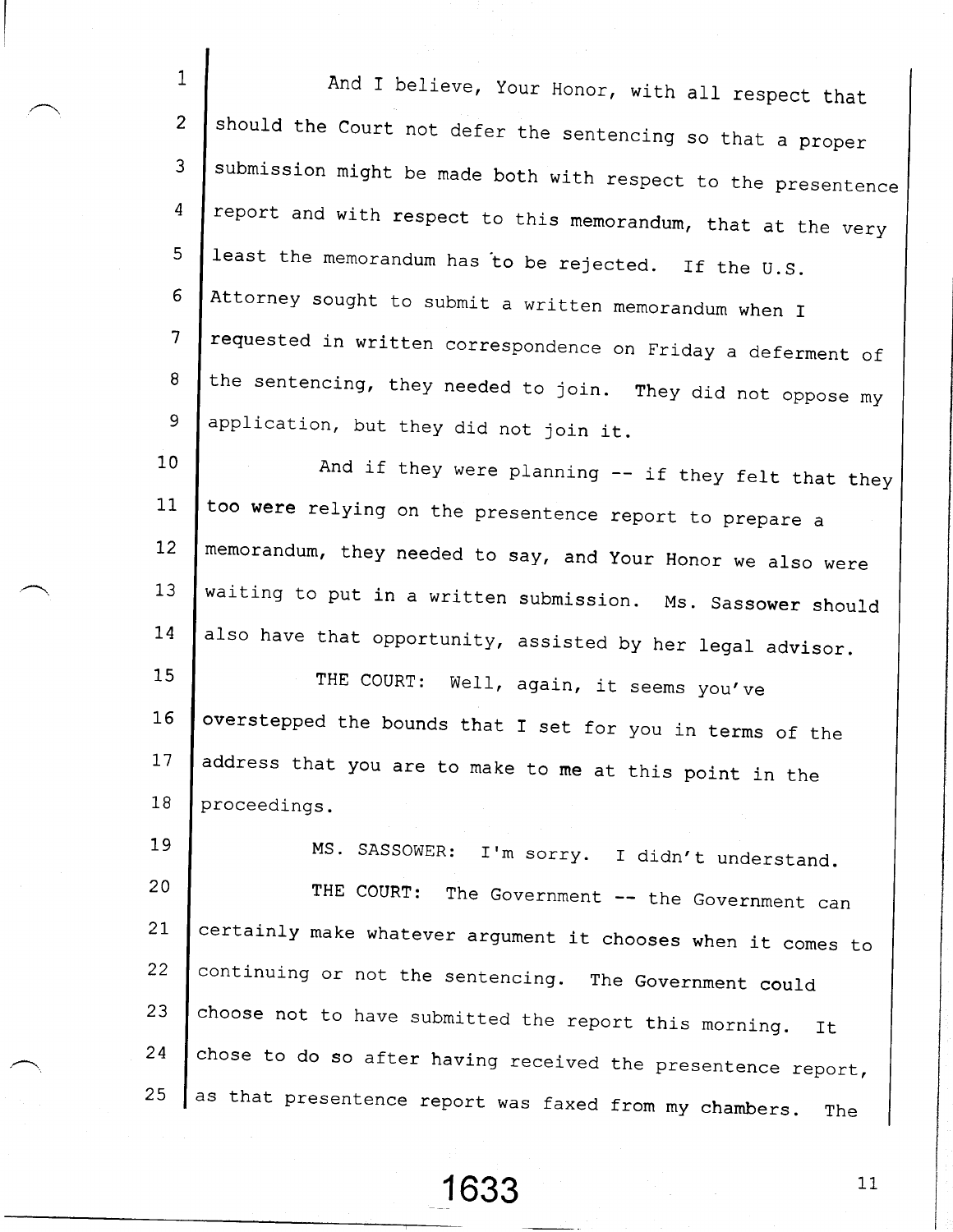And I believe, Your Honor, with all respect that should the Court not defer the sentencing so that a proper submission might be made both with respect to the presentence report and with respect to this memorandum, that at the very least the memorandum has to be rejected. If the U.S. Attorney sought to submit a written memorandum when I requested in written correspondence on Friday a deferment of the sentencing, they needed to join. They did not oppose my application, but they did not join it.

And if they were planning -- if they felt that they too were relying on the presentence report to prepare a memorandum, they needed to say, and Your Honor we also were waiting to put in a written submission. Ms. Sassower should also have that opportunity, assisted by her legal advisor.

THE COURT: Well, again, it seems you've overstepped the bounds that I set for you in terms of the address that you are to make to me at this point in the proceedings.

MS. SASSOWER: I'm sorry. I didn't understand.

THE COURT: The Government -- the Government can certainly make whatever argument it chooses when it comes to continuing or not the sentencing. The Government could choose not to have submitted the report this morning. It chose to do so after having received the presentence report, as that presentence report was faxed from my chambers. The

1633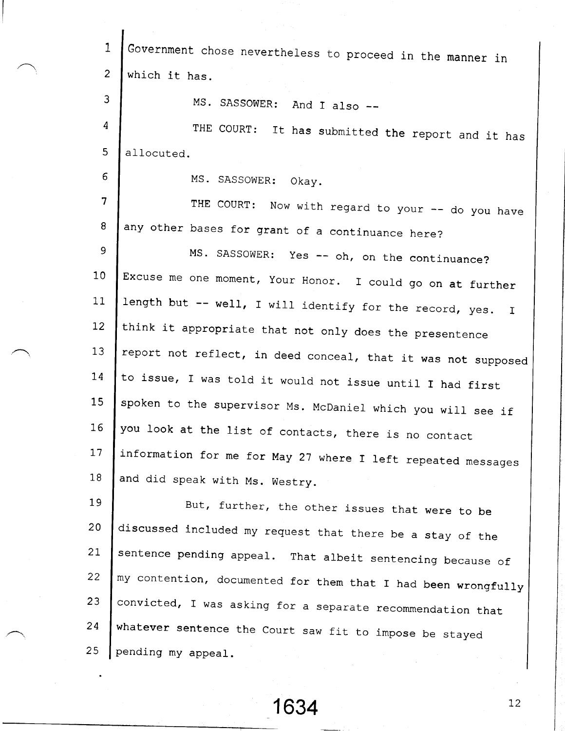Government chose nevertheless to proceed in the manner in which it has.

MS. SASSOWER: And I also --

THE COURT: It has submitted the report and it has allocuted.

MS. SASSOWER: Okay.

THE COURT: Now with regard to your -- do you have any other bases for grant of a continuance here?

MS. SASSOWER: Yes -- oh, on the continuance? Excuse me one moment, Your Honor. I could go on at further length but -- well, I will identify for the record, yes. I think it appropriate that not only does the presentence report not reflect, in deed conceal, that it was not supposed to issue, I was told it would not issue until I had first spoken to the supervisor Ms. McDaniel which you will see if you look at the list of contacts, there is no contact information for me for May 27 where I left repeated messages and did speak with Ms. Westry.

But, further, the other issues that were to be discussed included my request that there be a stay of the sentence pending appeal. That albeit sentencing because of my contention, documented for them that I had been wrongfully convicted, I was asking for a separate recommendation that whatever sentence the Court saw fit to impose be stayed pending my appeal.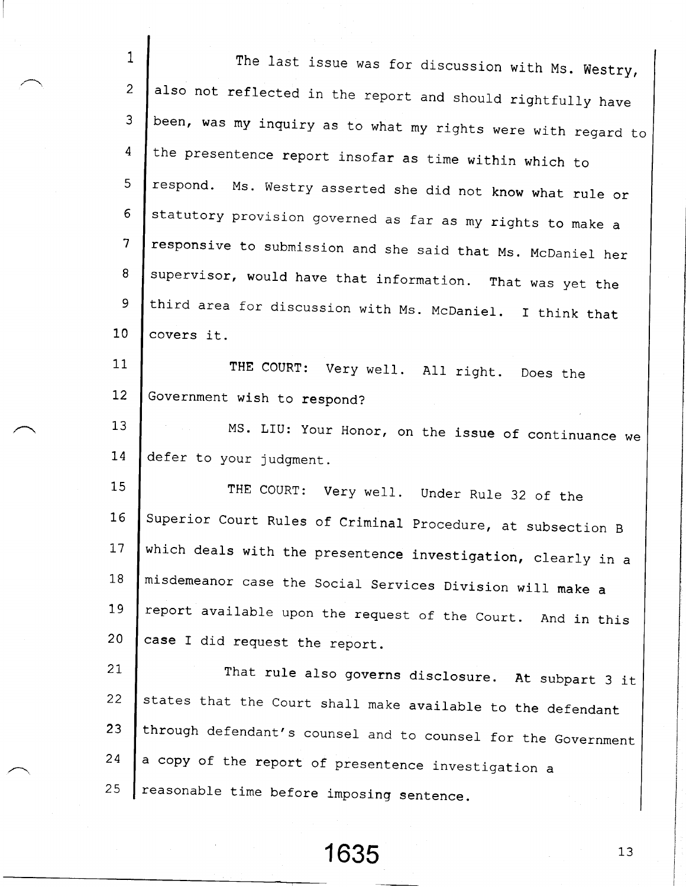The last issue was for discussion with Ms. Westry, also not reflected in the report and should rightfully have been, was my inquiry as to what my rights were with regard to the presentence report insofar as time within which to respond. Ms. Westry asserted she did not know what rule or statutory provision governed as far as my rights to make a responsive to submission and she said that Ms. McDaniel her supervisor, would have that information. That was yet the third area for discussion with Ms. McDaniel. I think that covers it.

THE COURT: Very well. All right. Does the Government wish to respond?

MS. LIU: Your Honor, on the issue of continuance we defer to your judgment.

THE COURT: Very well. Under Rule 32 of the Superior Court Rules of Criminal Procedure, at subsection B which deals with the presentence investigation, clearly in a misdemeanor case the Social Services Division will make a report available upon the request of the Court. And in this case I did request the report.

That rule also governs disclosure. At subpart 3 it states that the Court shall make available to the defendant through defendant's counsel and to counsel for the Government a copy of the report of presentence investigation a reasonable time before imposing sentence.

1635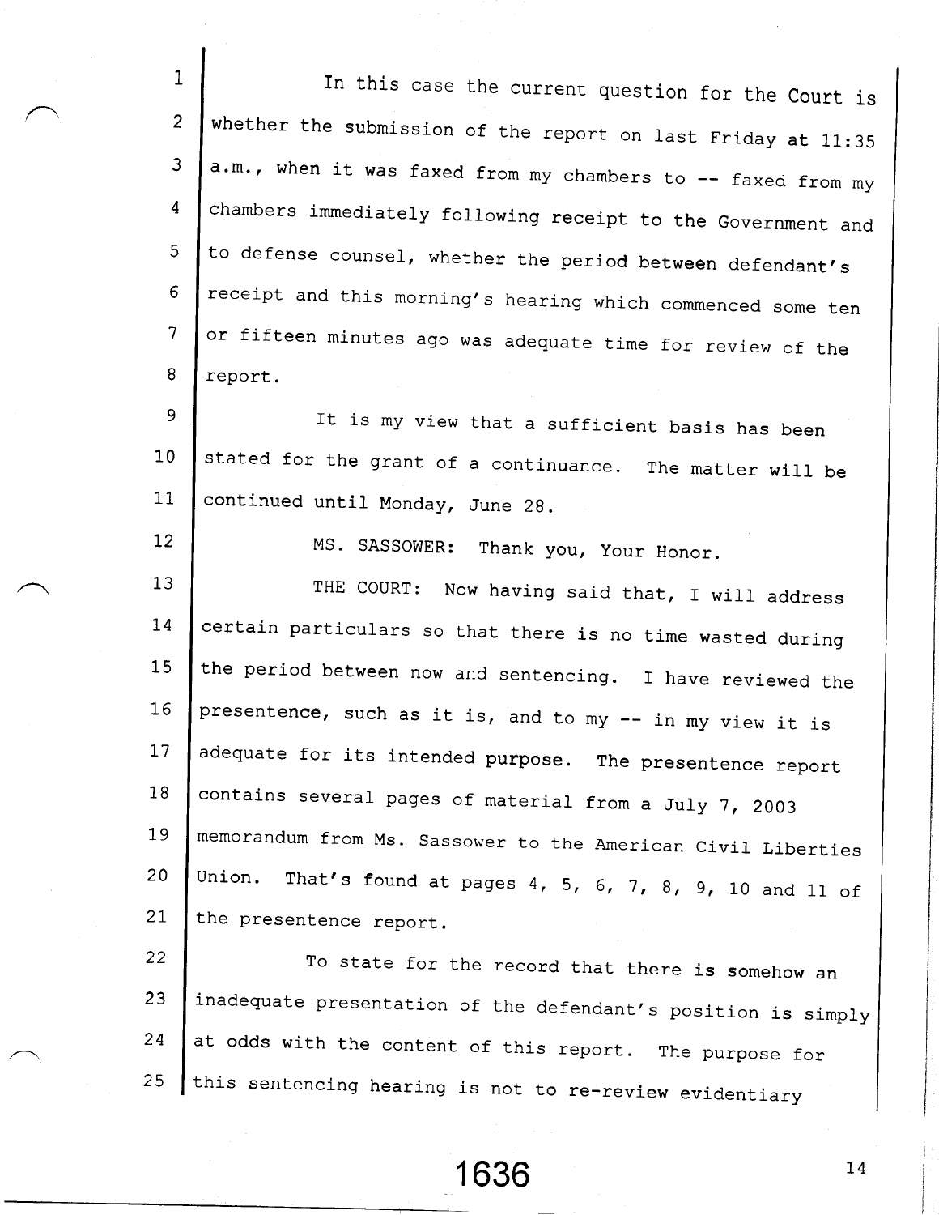In this case the current question for the Court is whether the submission of the report on last Friday at 11:35 a.m., when it was faxed from my chambers to -- faxed from my chambers immediately following receipt to the Government and to defense counsel, whether the period between defendant's receipt and this morning's hearing which commenced some ten or fifteen minutes ago was adequate time for review of the report.

It is my view that a sufficient basis has been stated for the grant of a continuance. The matter will be continued until Monday, June 28.

MS. SASSOWER: Thank you, Your Honor.

THE COURT: Now having said that, I will address certain particulars so that there is no time wasted during the period between now and sentencing. I have reviewed the presentence, such as it is, and to my -- in my view it is adequate for its intended purpose. The presentence report contains several pages of material from a July 7, 2003 memorandum from Ms. Sassower to the American Civil Liberties Union. That's found at pages 4, 5, 6, 7, 8, 9, 10 and 11 of the presentence report.

To state for the record that there is somehow an inadequate presentation of the defendant's position is simply at odds with the content of this report. The purpose for this sentencing hearing is not to re-review evidentiary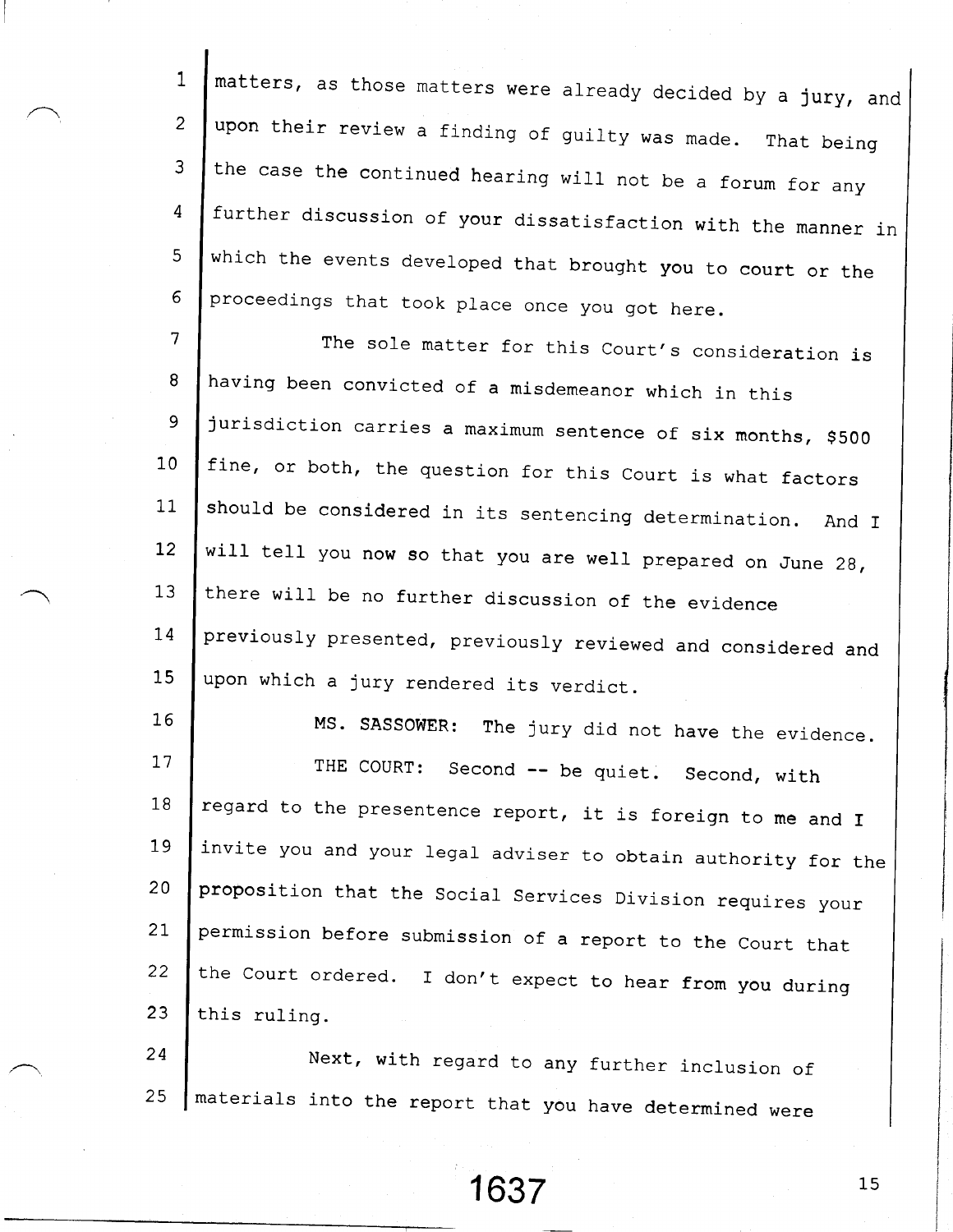matters, as those matters were already decided by a jury, and upon their review a finding of guilty was made. That being the case the continued hearing will not be a forum for any further discussion of your dissatisfaction with the manner in which the events developed that brought you to court or the proceedings that took place once you got here.

The sole matter for this Court's consideration is having been convicted of a misdemeanor which in this jurisdiction carries a maximum sentence of six months, $500 fine, or both, the question for this Court is what factors should be considered in its sentencing determination. And I will tell you now so that you are well prepared on June 28, there will be no further discussion of the evidence previously presented, previously reviewed and considered and upon which a jury rendered its verdict.

MS. SASSOWER: The jury did not have the evidence.

THE COURT: Second -- be quiet. Second, with regard to the presentence report, it is foreign to me and I invite you and your legal adviser to obtain authority for the proposition that the Social Services Division requires your permission before submission of a report to the Court that the Court ordered. I don't expect to hear from you during this ruling.

Next, with regard to any further inclusion of materials into the report that you have determined were

1637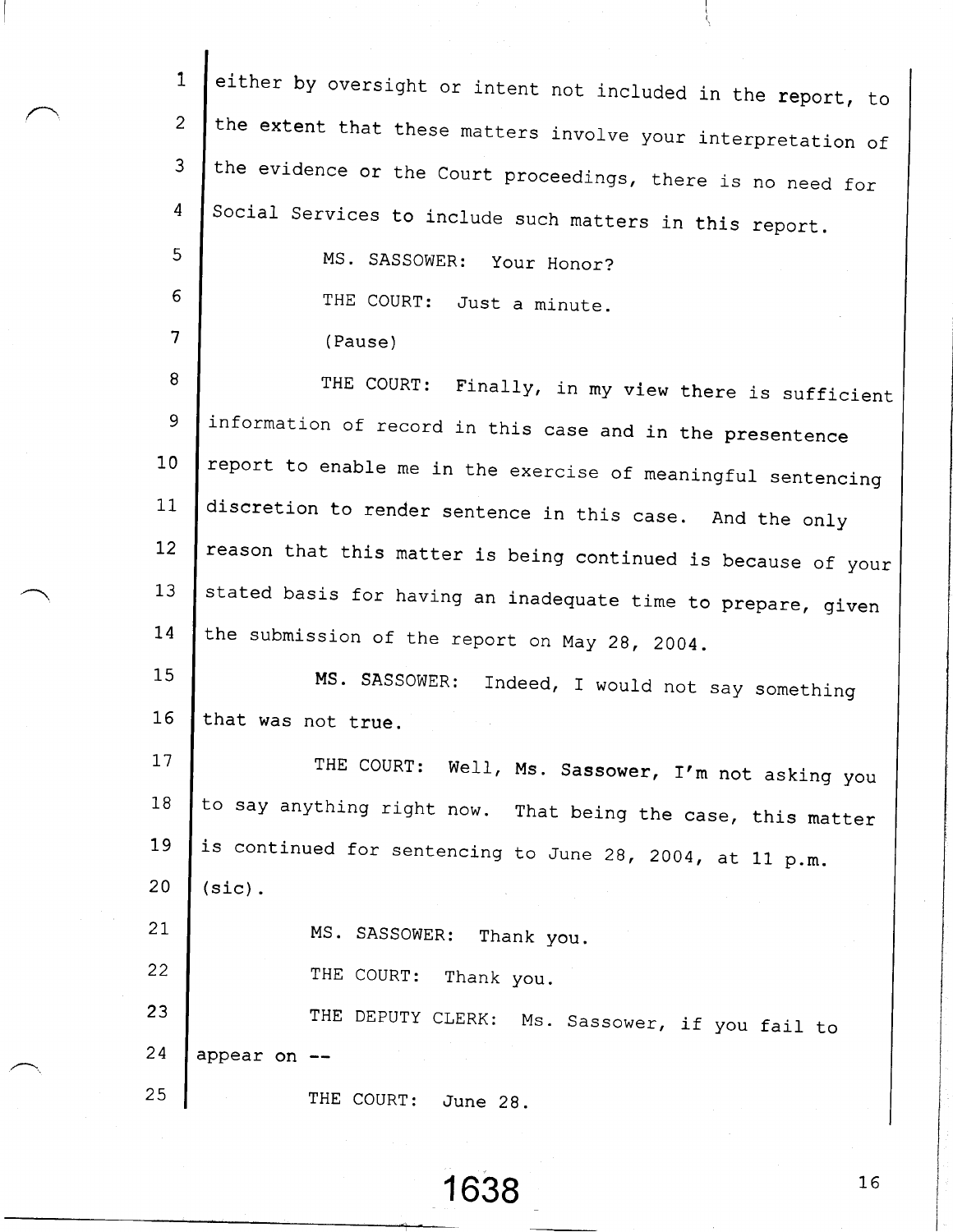1 either by oversight or intent not included in the report, to
2 the extent that these matters involve your interpretation of
3 the evidence or the Court proceedings, there is no need for
4 Social Services to include such matters in this report.

5 MS. SASSOWER: Your Honor?

6 THE COURT: Just a minute.

7 (Pause)

8 THE COURT: Finally, in my view there is sufficient
9 information of record in this case and in the presentence
10 report to enable me in the exercise of meaningful sentencing
11 discretion to render sentence in this case. And the only
12 reason that this matter is being continued is because of your
13 stated basis for having an inadequate time to prepare, given
14 the submission of the report on May 28, 2004.

15 MS. SASSOWER: Indeed, I would not say something
16 that was not true.

17 THE COURT: Well, Ms. Sassower, I'm not asking you
18 to say anything right now. That being the case, this matter
19 is continued for sentencing to June 28, 2004, at 11 p.m.
20 (sic).

21 MS. SASSOWER: Thank you.

22 THE COURT: Thank you.

23 THE DEPUTY CLERK: Ms. Sassower, if you fail to
24 appear on --

25 THE COURT: June 28.

1638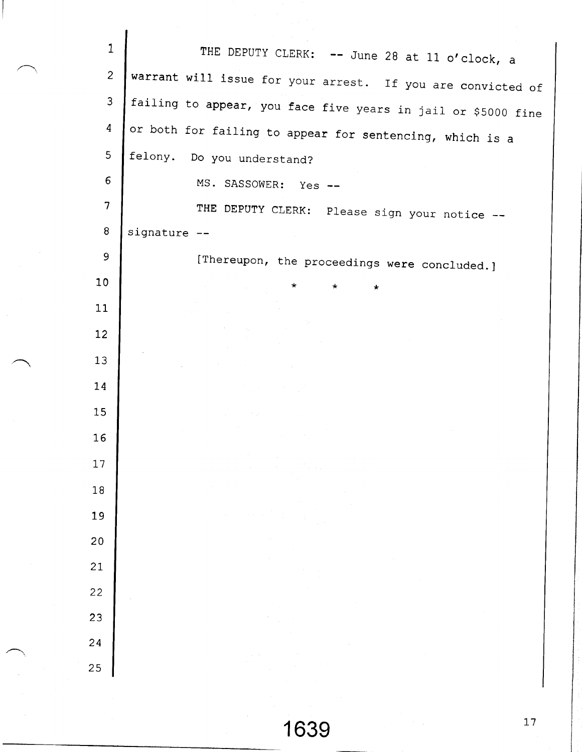THE DEPUTY CLERK: -- June 28 at 11 o'clock, a warrant will issue for your arrest. If you are convicted of failing to appear, you face five years in jail or $5000 fine or both for failing to appear for sentencing, which is a felony. Do you understand?

MS. SASSOWER: Yes --

THE DEPUTY CLERK: Please sign your notice -- signature --

[Thereupon, the proceedings were concluded.]

\* \* \*

1639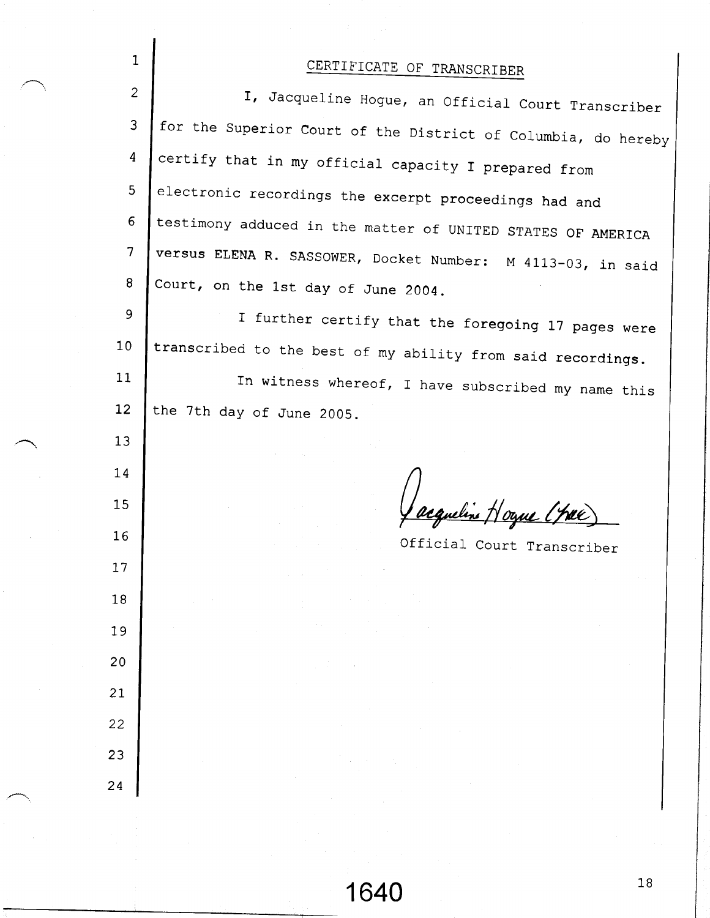## CERTIFICATE OF TRANSCRIBER

I, Jacqueline Hogue, an Official Court Transcriber for the Superior Court of the District of Columbia, do hereby certify that in my official capacity I prepared from electronic recordings the excerpt proceedings had and testimony adduced in the matter of UNITED STATES OF AMERICA versus ELENA R. SASSOWER, Docket Number: M 4113-03, in said Court, on the 1st day of June 2004.

I further certify that the foregoing 17 pages were transcribed to the best of my ability from said recordings.

In witness whereof, I have subscribed my name this the 7th day of June 2005.

Jacqueline Hogue (signature)

Official Court Transcriber

1640